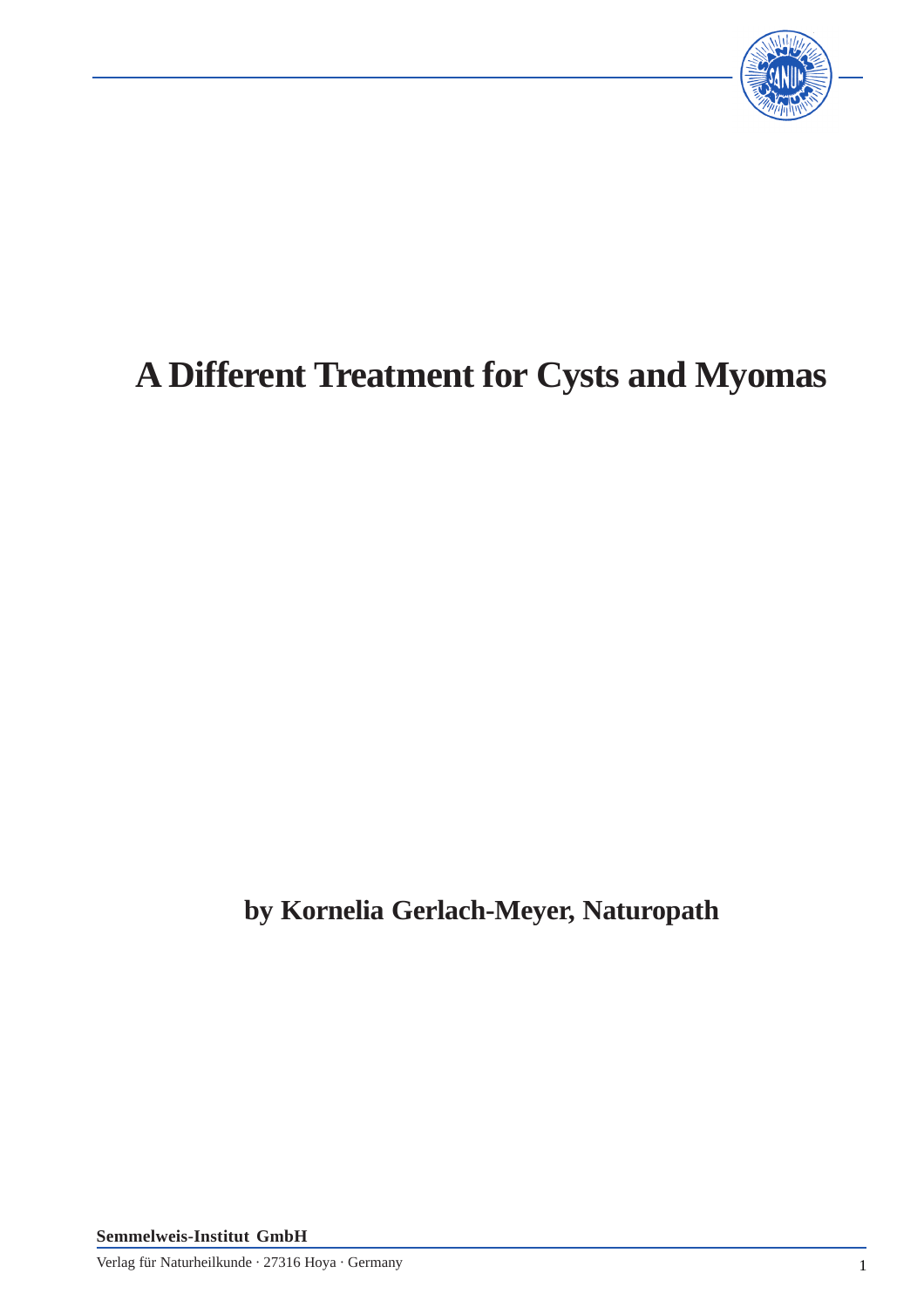# A Different Treatment for Cysts and Myomas

**by Kornelia Gerlach-Meyer, Naturopath**

**Semmelweis-Institut GmbH**

Verlag für Naturheilkunde · 27316 Hoya · Germany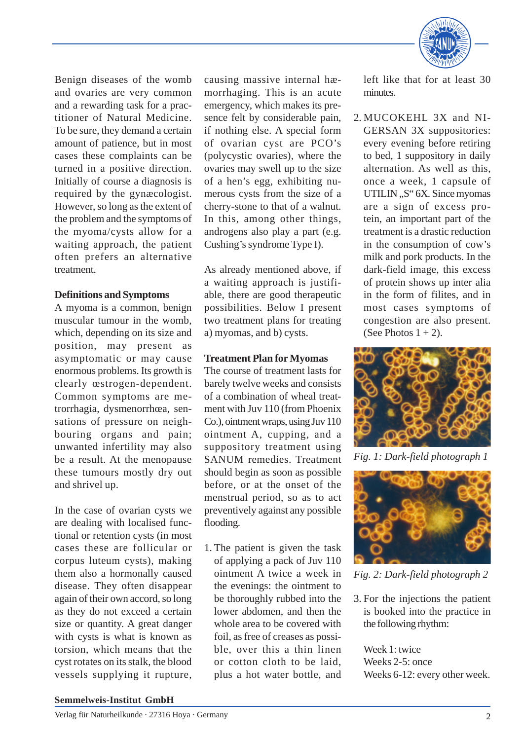Benign diseases of the womb and ovaries are very common and a rewarding task for a practitioner of Natural Medicine. To be sure, they demand a certain amount of patience, but in most cases these complaints can be turned in a positive direction. Initially of course a diagnosis is required by the gynæcologist. However, so long as the extent of the problem and the symptoms of the myoma/cysts allow for a waiting approach, the patient often prefers an alternative treatment.

**Definitions and Symptoms**

A myoma is a common, benign muscular tumour in the womb, which, depending on its size and position, may present as asymptomatic or may cause enormous problems. Its growth is clearly œstrogen-dependent. Common symptoms are metrorrhagia, dysmenorrhœa, sensations of pressure on neighbouring organs and pain; unwanted infertility may also be a result. At the menopause these tumours mostly dry out and shrivel up.

In the case of ovarian cysts we are dealing with localised functional or retention cysts (in most cases these are follicular or corpus luteum cysts), making them also a hormonally caused disease. They often disappear again of their own accord, so long as they do not exceed a certain size or quantity. A great danger with cysts is what is known as torsion, which means that the cyst rotates on its stalk, the blood vessels supplying it rupture, causing massive internal hæmorrhaging. This is an acute emergency, which makes its presence felt by considerable pain, if nothing else. A special form of ovarian cyst are PCO's (polycystic ovaries), where the ovaries may swell up to the size of a hen's egg, exhibiting numerous cysts from the size of a cherry-stone to that of a walnut. In this, among other things, androgens also play a part (e.g. Cushing's syndrome Type I).

As already mentioned above, if a waiting approach is justifiable, there are good therapeutic possibilities. Below I present two treatment plans for treating a) myomas, and b) cysts.

**Treatment Plan for Myomas**

The course of treatment lasts for barely twelve weeks and consists of a combination of wheal treatment with Juv 110 (from Phoenix Co.), ointment wraps, using Juv 110 ointment A, cupping, and a suppository treatment using SANUM remedies. Treatment should begin as soon as possible before, or at the onset of the menstrual period, so as to act preventively against any possible flooding.

1. The patient is given the task of applying a pack of Juv 110 ointment A twice a week in the evenings: the ointment to be thoroughly rubbed into the lower abdomen, and then the whole area to be covered with foil, as free of creases as possible, over this a thin linen or cotton cloth to be laid, plus a hot water bottle, and left like that for at least 30 minutes.

2. MUCOKEHL 3X and NIGERSAN 3X suppositories: every evening before retiring to bed, 1 suppository in daily alternation. As well as this, once a week, 1 capsule of UTILIN „S" 6X. Since myomas are a sign of excess protein, an important part of the treatment is a drastic reduction in the consumption of cow's milk and pork products. In the dark-field image, this excess of protein shows up inter alia in the form of filites, and in most cases symptoms of congestion are also present. (See Photos 1 + 2).

*Fig. 1: Dark-field photograph 1*

*Fig. 2: Dark-field photograph 2*

3. For the injections the patient is booked into the practice in the following rhythm:

Week 1: twice
Weeks 2-5: once
Weeks 6-12: every other week.

**Semmelweis-Institut GmbH**
Verlag für Naturheilkunde · 27316 Hoya · Germany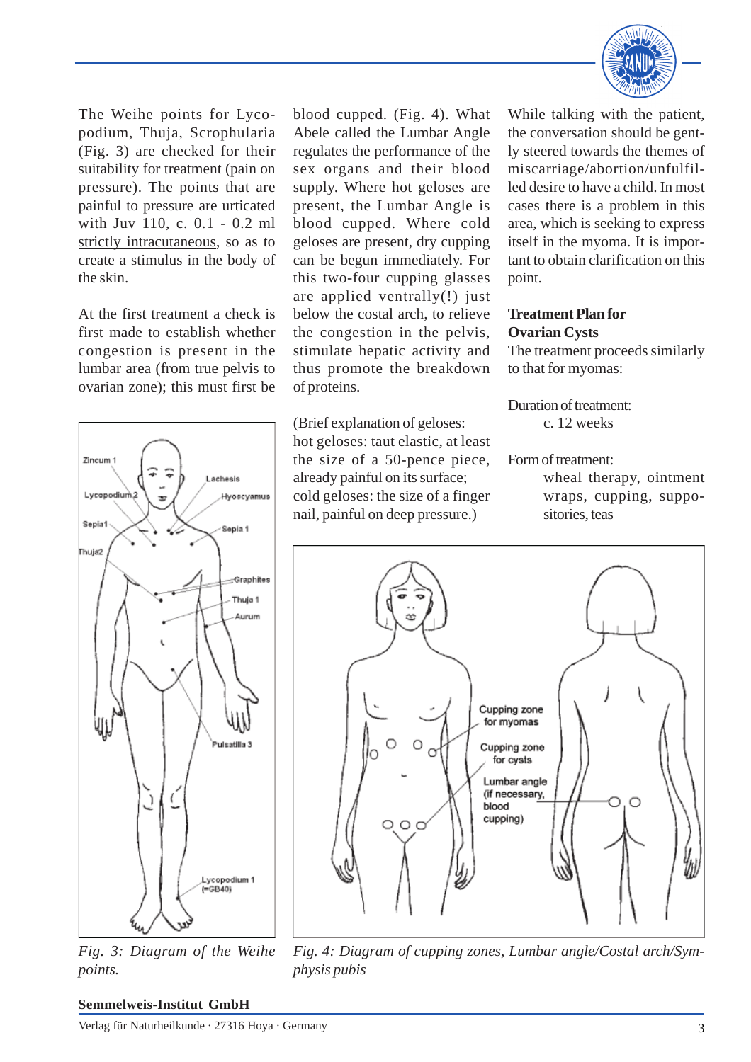The Weihe points for Lycopodium, Thuja, Scrophularia (Fig. 3) are checked for their suitability for treatment (pain on pressure). The points that are painful to pressure are urticated with Juv 110, c. 0.1 - 0.2 ml strictly intracutaneous, so as to create a stimulus in the body of the skin.

At the first treatment a check is first made to establish whether congestion is present in the lumbar area (from true pelvis to ovarian zone); this must first be blood cupped. (Fig. 4). What Abele called the Lumbar Angle regulates the performance of the sex organs and their blood supply. Where hot geloses are present, the Lumbar Angle is blood cupped. Where cold geloses are present, dry cupping can be begun immediately. For this two-four cupping glasses are applied ventrally(!) just below the costal arch, to relieve the congestion in the pelvis, stimulate hepatic activity and thus promote the breakdown of proteins.

(Brief explanation of geloses: hot geloses: taut elastic, at least the size of a 50-pence piece, already painful on its surface; cold geloses: the size of a finger nail, painful on deep pressure.)

While talking with the patient, the conversation should be gently steered towards the themes of miscarriage/abortion/unfulfilled desire to have a child. In most cases there is a problem in this area, which is seeking to express itself in the myoma. It is important to obtain clarification on this point.

**Treatment Plan for Ovarian Cysts**

The treatment proceeds similarly to that for myomas:

Duration of treatment:
c. 12 weeks

Form of treatment:
wheal therapy, ointment wraps, cupping, suppositories, teas

*Fig. 3: Diagram of the Weihe points.*

*Fig. 4: Diagram of cupping zones, Lumbar angle/Costal arch/Symphysis pubis*

**Semmelweis-Institut GmbH**

Verlag für Naturheilkunde · 27316 Hoya · Germany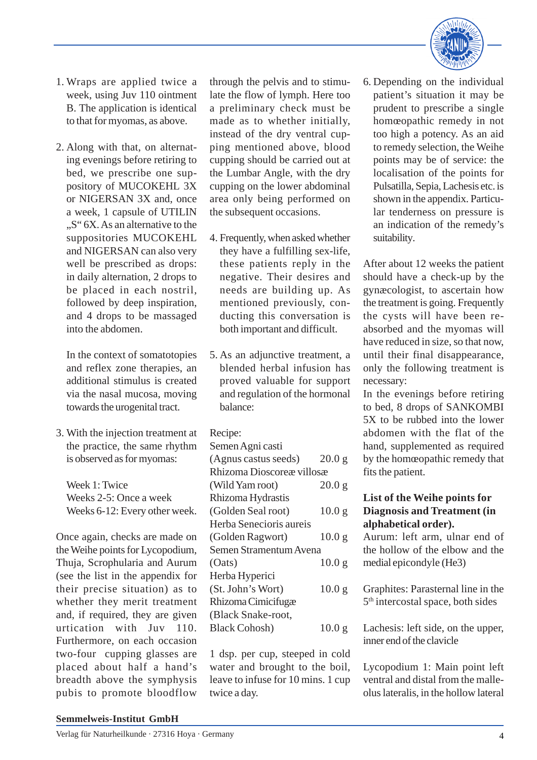1. Wraps are applied twice a week, using Juv 110 ointment B. The application is identical to that for myomas, as above.

2. Along with that, on alternating evenings before retiring to bed, we prescribe one suppository of MUCOKEHL 3X or NIGERSAN 3X and, once a week, 1 capsule of UTILIN „S" 6X. As an alternative to the suppositories MUCOKEHL and NIGERSAN can also very well be prescribed as drops: in daily alternation, 2 drops to be placed in each nostril, followed by deep inspiration, and 4 drops to be massaged into the abdomen.

   In the context of somatotopies and reflex zone therapies, an additional stimulus is created via the nasal mucosa, moving towards the urogenital tract.

3. With the injection treatment at the practice, the same rhythm is observed as for myomas:

   Week 1: Twice
   Weeks 2-5: Once a week
   Weeks 6-12: Every other week.

Once again, checks are made on the Weihe points for Lycopodium, Thuja, Scrophularia and Aurum (see the list in the appendix for their precise situation) as to whether they merit treatment and, if required, they are given urtication with Juv 110. Furthermore, on each occasion two-four cupping glasses are placed about half a hand's breadth above the symphysis pubis to promote bloodflow through the pelvis and to stimulate the flow of lymph. Here too a preliminary check must be made as to whether initially, instead of the dry ventral cupping mentioned above, blood cupping should be carried out at the Lumbar Angle, with the dry cupping on the lower abdominal area only being performed on the subsequent occasions.

4. Frequently, when asked whether they have a fulfilling sex-life, these patients reply in the negative. Their desires and needs are building up. As mentioned previously, conducting this conversation is both important and difficult.

5. As an adjunctive treatment, a blended herbal infusion has proved valuable for support and regulation of the hormonal balance:

Recipe:

| | |
|---|---|
| Semen Agni casti (Agnus castus seeds) | 20.0 g |
| Rhizoma Dioscoreæ villosæ (Wild Yam root) | 20.0 g |
| Rhizoma Hydrastis (Golden Seal root) | 10.0 g |
| Herba Senecioris aureis (Golden Ragwort) | 10.0 g |
| Semen Stramentum Avena (Oats) | 10.0 g |
| Herba Hyperici (St. John's Wort) | 10.0 g |
| Rhizoma Cimicifugæ (Black Snake-root, Black Cohosh) | 10.0 g |

1 dsp. per cup, steeped in cold water and brought to the boil, leave to infuse for 10 mins. 1 cup twice a day.

6. Depending on the individual patient's situation it may be prudent to prescribe a single homœopathic remedy in not too high a potency. As an aid to remedy selection, the Weihe points may be of service: the localisation of the points for Pulsatilla, Sepia, Lachesis etc. is shown in the appendix. Particular tenderness on pressure is an indication of the remedy's suitability.

After about 12 weeks the patient should have a check-up by the gynæcologist, to ascertain how the treatment is going. Frequently the cysts will have been reabsorbed and the myomas will have reduced in size, so that now, until their final disappearance, only the following treatment is necessary:
In the evenings before retiring to bed, 8 drops of SANKOMBI 5X to be rubbed into the lower abdomen with the flat of the hand, supplemented as required by the homœopathic remedy that fits the patient.

**List of the Weihe points for Diagnosis and Treatment (in alphabetical order).**

Aurum: left arm, ulnar end of the hollow of the elbow and the medial epicondyle (He3)

Graphites: Parasternal line in the 5th intercostal space, both sides

Lachesis: left side, on the upper, inner end of the clavicle

Lycopodium 1: Main point left ventral and distal from the malleolus lateralis, in the hollow lateral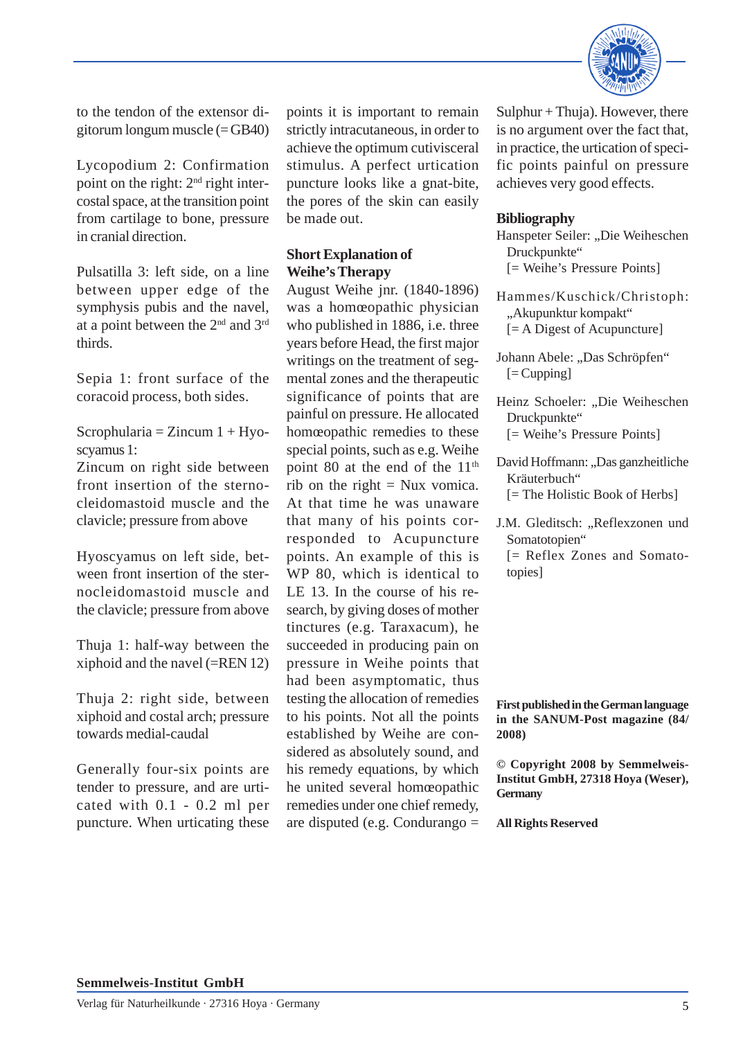to the tendon of the extensor digitorum longum muscle (= GB40)

Lycopodium 2: Confirmation point on the right: 2nd right intercostal space, at the transition point from cartilage to bone, pressure in cranial direction.

Pulsatilla 3: left side, on a line between upper edge of the symphysis pubis and the navel, at a point between the 2nd and 3rd thirds.

Sepia 1: front surface of the coracoid process, both sides.

Scrophularia = Zincum 1 + Hyoscyamus 1:
Zincum on right side between front insertion of the sternocleidomastoid muscle and the clavicle; pressure from above

Hyoscyamus on left side, between front insertion of the sternocleidomastoid muscle and the clavicle; pressure from above

Thuja 1: half-way between the xiphoid and the navel (=REN 12)

Thuja 2: right side, between xiphoid and costal arch; pressure towards medial-caudal

Generally four-six points are tender to pressure, and are urticated with 0.1 - 0.2 ml per puncture. When urticating these points it is important to remain strictly intracutaneous, in order to achieve the optimum cutivisceral stimulus. A perfect urtication puncture looks like a gnat-bite, the pores of the skin can easily be made out.

## Short Explanation of Weihe's Therapy

August Weihe jnr. (1840-1896) was a homœopathic physician who published in 1886, i.e. three years before Head, the first major writings on the treatment of segmental zones and the therapeutic significance of points that are painful on pressure. He allocated homœopathic remedies to these special points, such as e.g. Weihe point 80 at the end of the 11th rib on the right = Nux vomica. At that time he was unaware that many of his points corresponded to Acupuncture points. An example of this is WP 80, which is identical to LE 13. In the course of his research, by giving doses of mother tinctures (e.g. Taraxacum), he succeeded in producing pain on pressure in Weihe points that had been asymptomatic, thus testing the allocation of remedies to his points. Not all the points established by Weihe are considered as absolutely sound, and his remedy equations, by which he united several homœopathic remedies under one chief remedy, are disputed (e.g. Condurango = Sulphur + Thuja). However, there is no argument over the fact that, in practice, the urtication of specific points painful on pressure achieves very good effects.

## Bibliography

Hanspeter Seiler: „Die Weiheschen Druckpunkte"
[= Weihe's Pressure Points]

Hammes/Kuschick/Christoph: „Akupunktur kompakt"
[= A Digest of Acupuncture]

Johann Abele: „Das Schröpfen"
[= Cupping]

Heinz Schoeler: „Die Weiheschen Druckpunkte"
[= Weihe's Pressure Points]

David Hoffmann: „Das ganzheitliche Kräuterbuch"
[= The Holistic Book of Herbs]

J.M. Gleditsch: „Reflexzonen und Somatotopien"
[= Reflex Zones and Somatotopies]

**First published in the German language in the SANUM-Post magazine (84/2008)**

**© Copyright 2008 by Semmelweis-Institut GmbH, 27318 Hoya (Weser), Germany**

**All Rights Reserved**

**Semmelweis-Institut GmbH**
Verlag für Naturheilkunde · 27316 Hoya · Germany